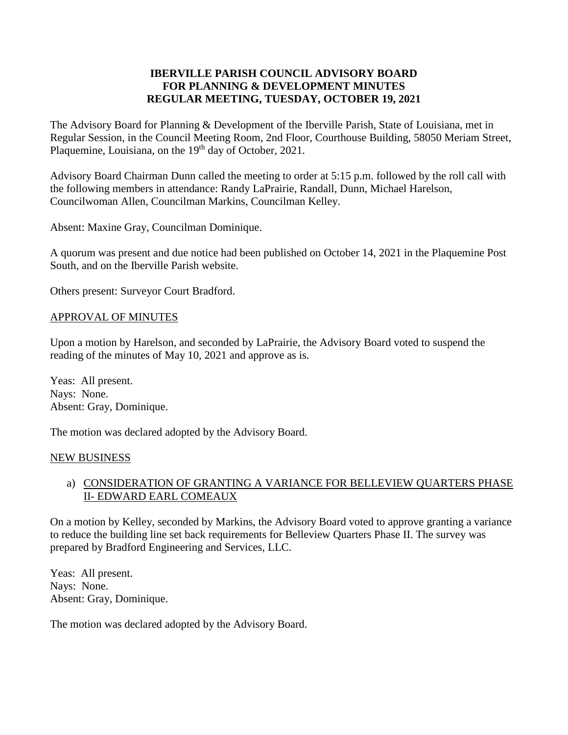# IBERVILLE PARISH COUNCIL ADVISORY BOARD FOR PLANNING & DEVELOPMENT MINUTES REGULAR MEETING, TUESDAY, OCTOBER 19, 2021

The Advisory Board for Planning & Development of the Iberville Parish, State of Louisiana, met in Regular Session, in the Council Meeting Room, 2nd Floor, Courthouse Building, 58050 Meriam Street, Plaquemine, Louisiana, on the 19th day of October, 2021.

Advisory Board Chairman Dunn called the meeting to order at 5:15 p.m. followed by the roll call with the following members in attendance: Randy LaPrairie, Randall, Dunn, Michael Harelson, Councilwoman Allen, Councilman Markins, Councilman Kelley.

Absent: Maxine Gray, Councilman Dominique.

A quorum was present and due notice had been published on October 14, 2021 in the Plaquemine Post South, and on the Iberville Parish website.

Others present: Surveyor Court Bradford.

## APPROVAL OF MINUTES

Upon a motion by Harelson, and seconded by LaPrairie, the Advisory Board voted to suspend the reading of the minutes of May 10, 2021 and approve as is.

Yeas: All present.
Nays: None.
Absent: Gray, Dominique.

The motion was declared adopted by the Advisory Board.

## NEW BUSINESS

a) CONSIDERATION OF GRANTING A VARIANCE FOR BELLEVIEW QUARTERS PHASE II- EDWARD EARL COMEAUX

On a motion by Kelley, seconded by Markins, the Advisory Board voted to approve granting a variance to reduce the building line set back requirements for Belleview Quarters Phase II. The survey was prepared by Bradford Engineering and Services, LLC.

Yeas: All present.
Nays: None.
Absent: Gray, Dominique.

The motion was declared adopted by the Advisory Board.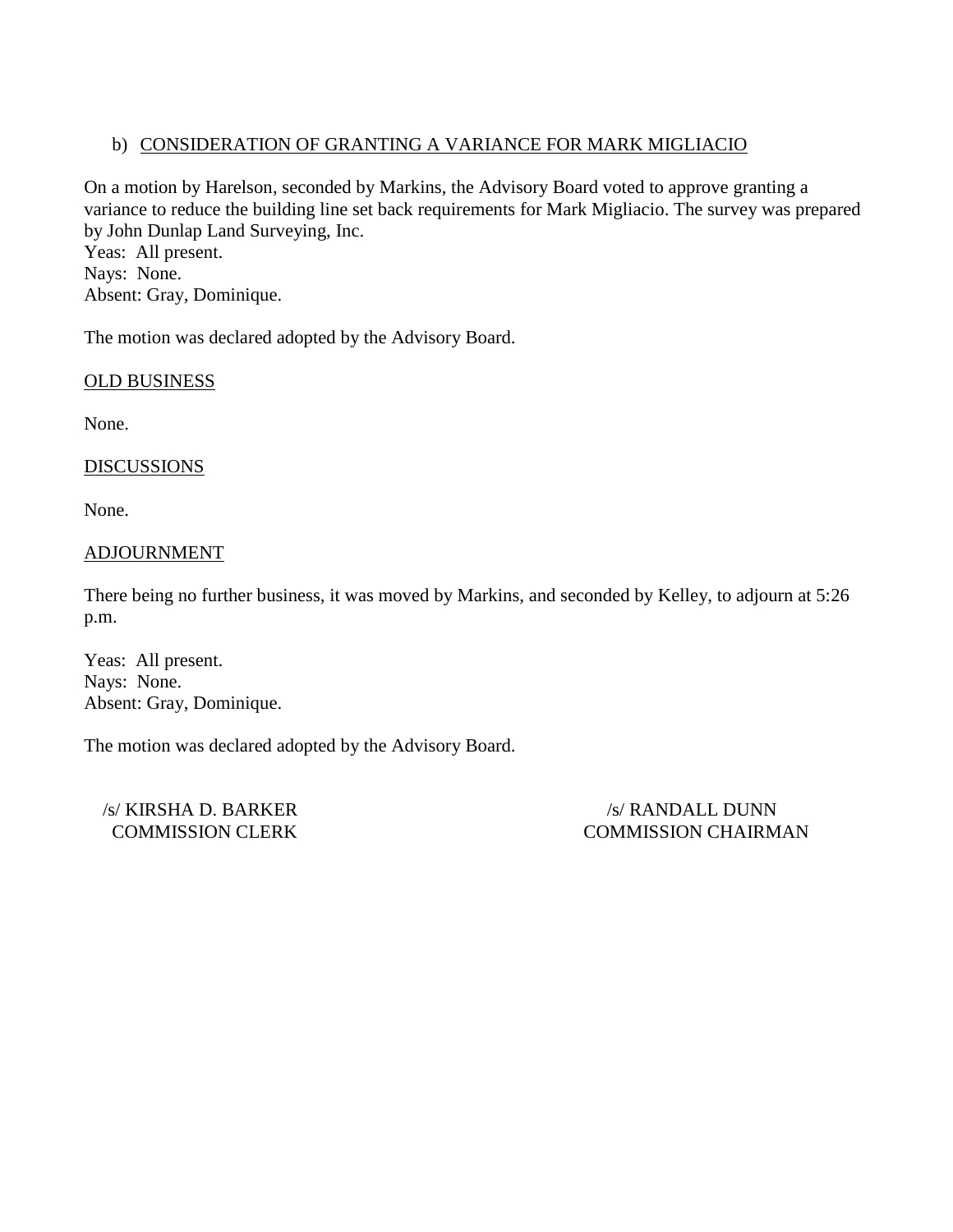b) CONSIDERATION OF GRANTING A VARIANCE FOR MARK MIGLIACIO

On a motion by Harelson, seconded by Markins, the Advisory Board voted to approve granting a variance to reduce the building line set back requirements for Mark Migliacio. The survey was prepared by John Dunlap Land Surveying, Inc.
Yeas: All present.
Nays: None.
Absent: Gray, Dominique.

The motion was declared adopted by the Advisory Board.

OLD BUSINESS

None.

DISCUSSIONS

None.

ADJOURNMENT

There being no further business, it was moved by Markins, and seconded by Kelley, to adjourn at 5:26 p.m.

Yeas: All present.
Nays: None.
Absent: Gray, Dominique.

The motion was declared adopted by the Advisory Board.

/s/ KIRSHA D. BARKER
COMMISSION CLERK

/s/ RANDALL DUNN
COMMISSION CHAIRMAN